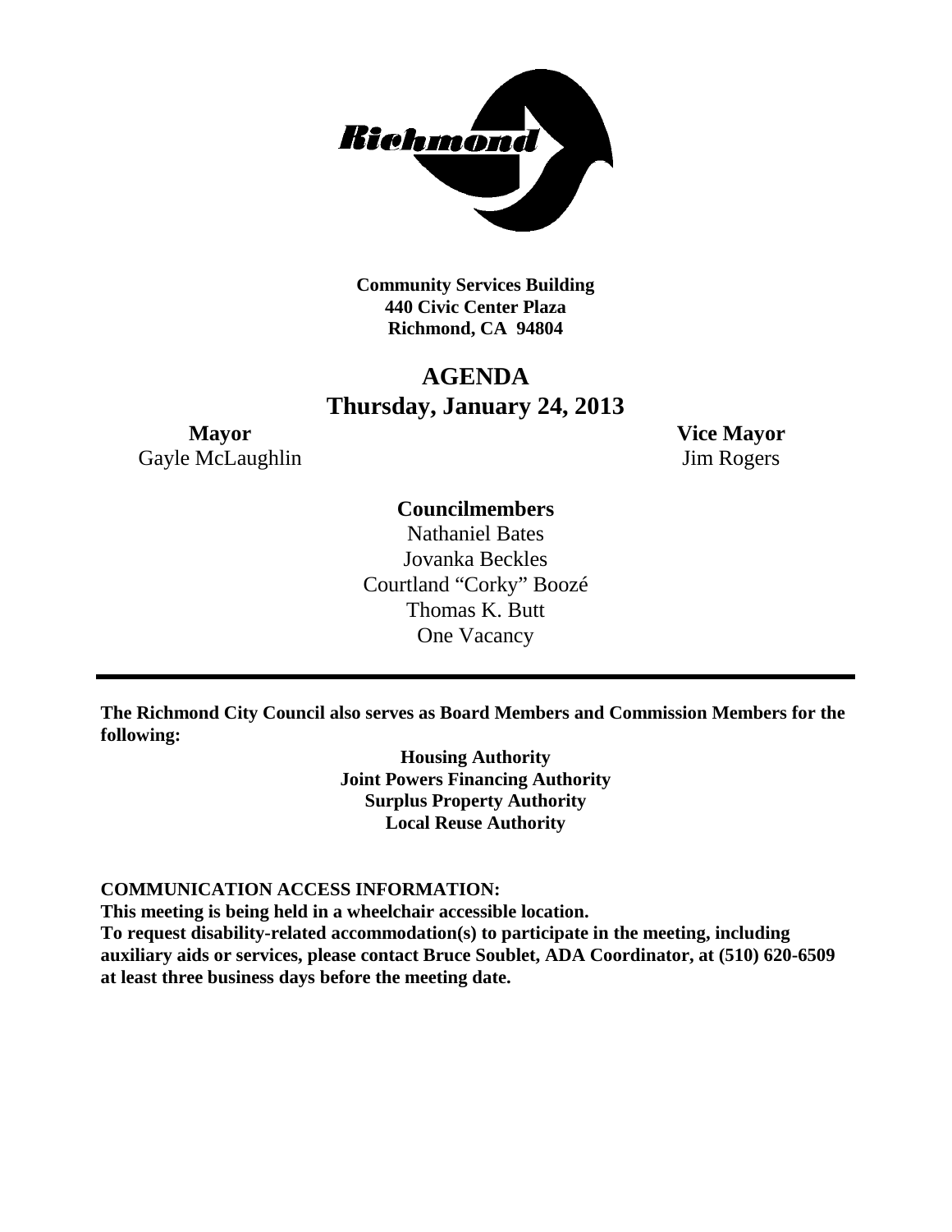**Community Services Building**
**440 Civic Center Plaza**
**Richmond, CA 94804**

# AGENDA
## Thursday, January 24, 2013

**Mayor**
Gayle McLaughlin

**Vice Mayor**
Jim Rogers

**Councilmembers**
Nathaniel Bates
Jovanka Beckles
Courtland "Corky" Boozé
Thomas K. Butt
One Vacancy

---

**The Richmond City Council also serves as Board Members and Commission Members for the following:**

**Housing Authority**
**Joint Powers Financing Authority**
**Surplus Property Authority**
**Local Reuse Authority**

**COMMUNICATION ACCESS INFORMATION:**
**This meeting is being held in a wheelchair accessible location.**
**To request disability-related accommodation(s) to participate in the meeting, including auxiliary aids or services, please contact Bruce Soublet, ADA Coordinator, at (510) 620-6509 at least three business days before the meeting date.**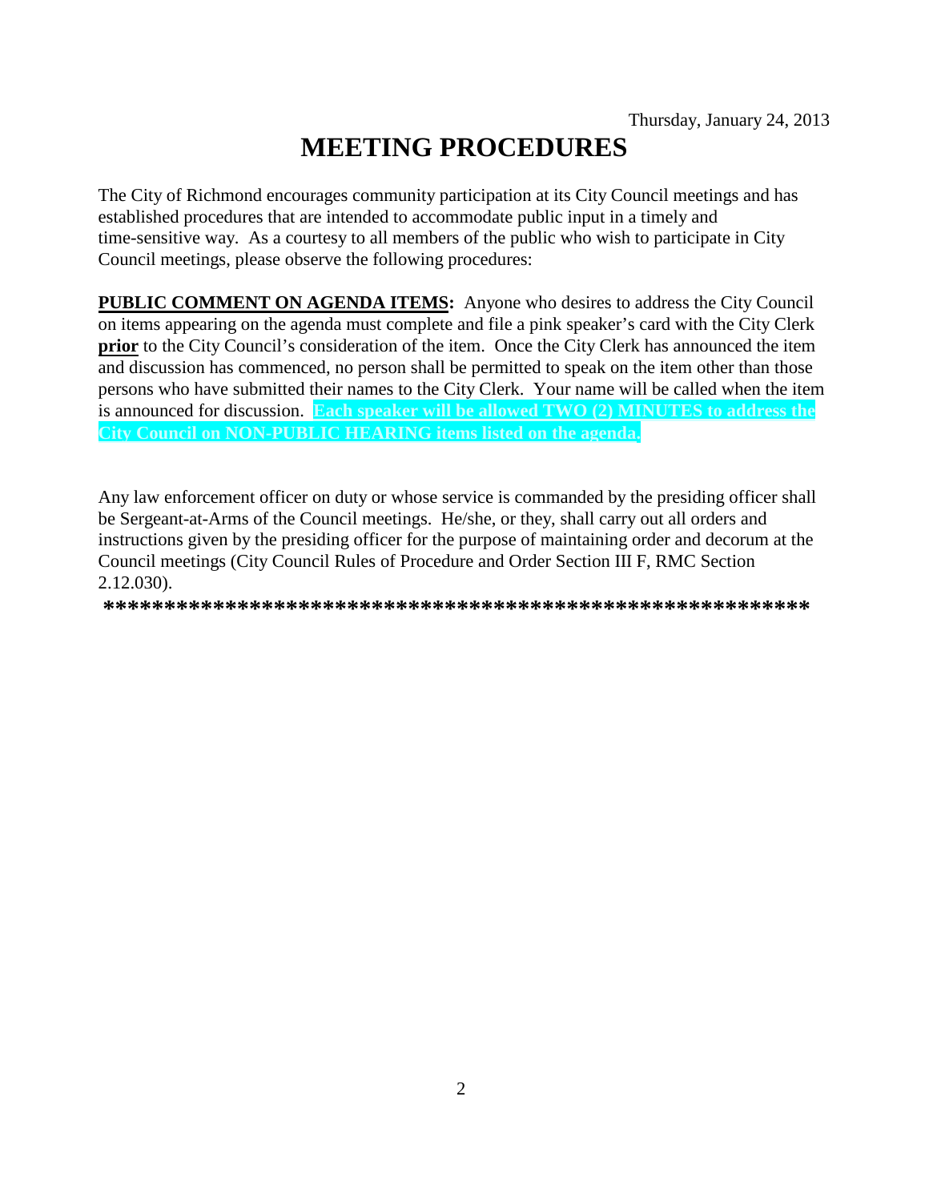Thursday, January 24, 2013

# MEETING PROCEDURES

The City of Richmond encourages community participation at its City Council meetings and has established procedures that are intended to accommodate public input in a timely and time-sensitive way. As a courtesy to all members of the public who wish to participate in City Council meetings, please observe the following procedures:

**PUBLIC COMMENT ON AGENDA ITEMS:** Anyone who desires to address the City Council on items appearing on the agenda must complete and file a pink speaker's card with the City Clerk **prior** to the City Council's consideration of the item. Once the City Clerk has announced the item and discussion has commenced, no person shall be permitted to speak on the item other than those persons who have submitted their names to the City Clerk. Your name will be called when the item is announced for discussion. **Each speaker will be allowed TWO (2) MINUTES to address the City Council on NON-PUBLIC HEARING items listed on the agenda.**

Any law enforcement officer on duty or whose service is commanded by the presiding officer shall be Sergeant-at-Arms of the Council meetings. He/she, or they, shall carry out all orders and instructions given by the presiding officer for the purpose of maintaining order and decorum at the Council meetings (City Council Rules of Procedure and Order Section III F, RMC Section 2.12.030).

**************************************************************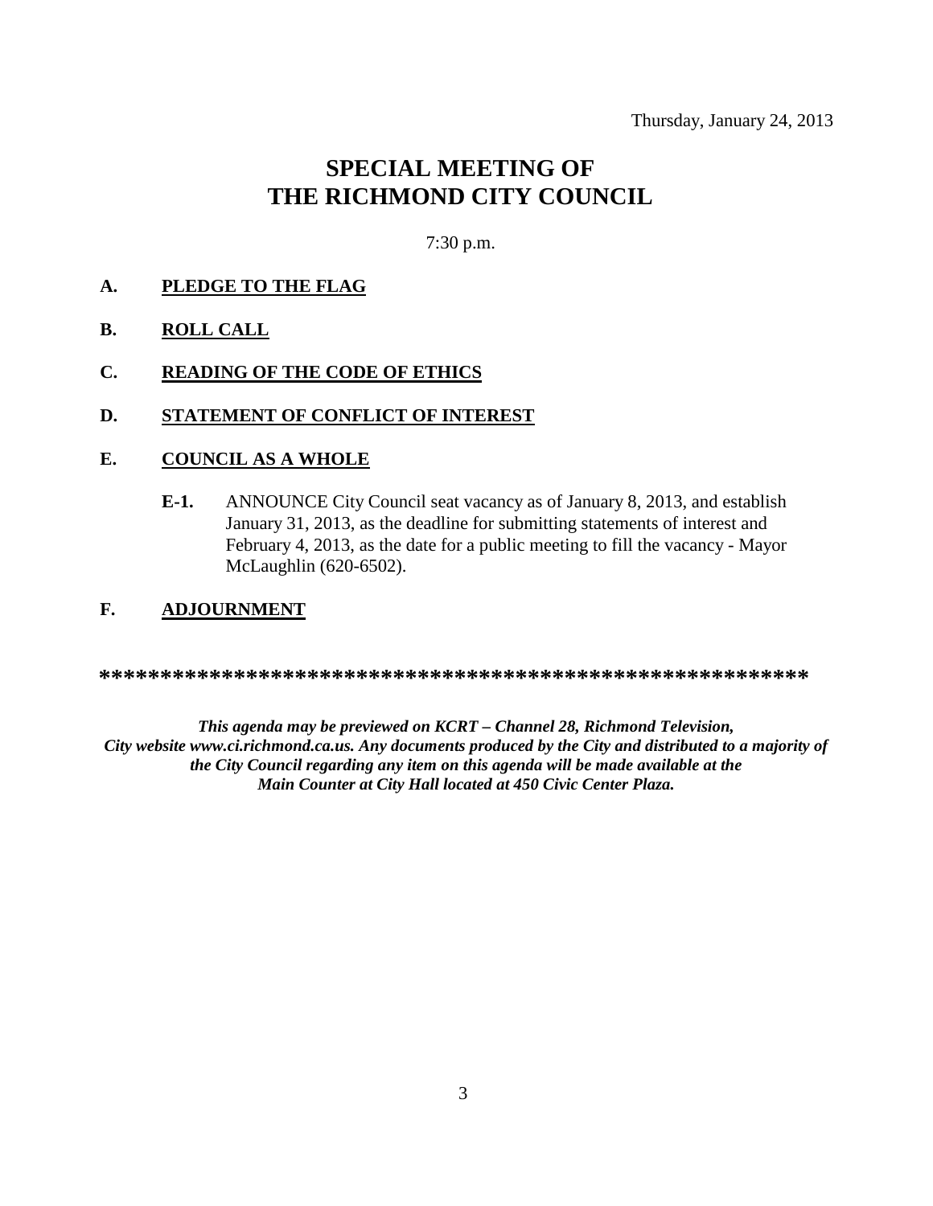Thursday, January 24, 2013

# SPECIAL MEETING OF THE RICHMOND CITY COUNCIL

7:30 p.m.

**A. PLEDGE TO THE FLAG**

**B. ROLL CALL**

**C. READING OF THE CODE OF ETHICS**

**D. STATEMENT OF CONFLICT OF INTEREST**

**E. COUNCIL AS A WHOLE**

**E-1.** ANNOUNCE City Council seat vacancy as of January 8, 2013, and establish January 31, 2013, as the deadline for submitting statements of interest and February 4, 2013, as the date for a public meeting to fill the vacancy - Mayor McLaughlin (620-6502).

**F. ADJOURNMENT**

**********************************************************

***This agenda may be previewed on KCRT – Channel 28, Richmond Television, City website www.ci.richmond.ca.us. Any documents produced by the City and distributed to a majority of the City Council regarding any item on this agenda will be made available at the Main Counter at City Hall located at 450 Civic Center Plaza.***